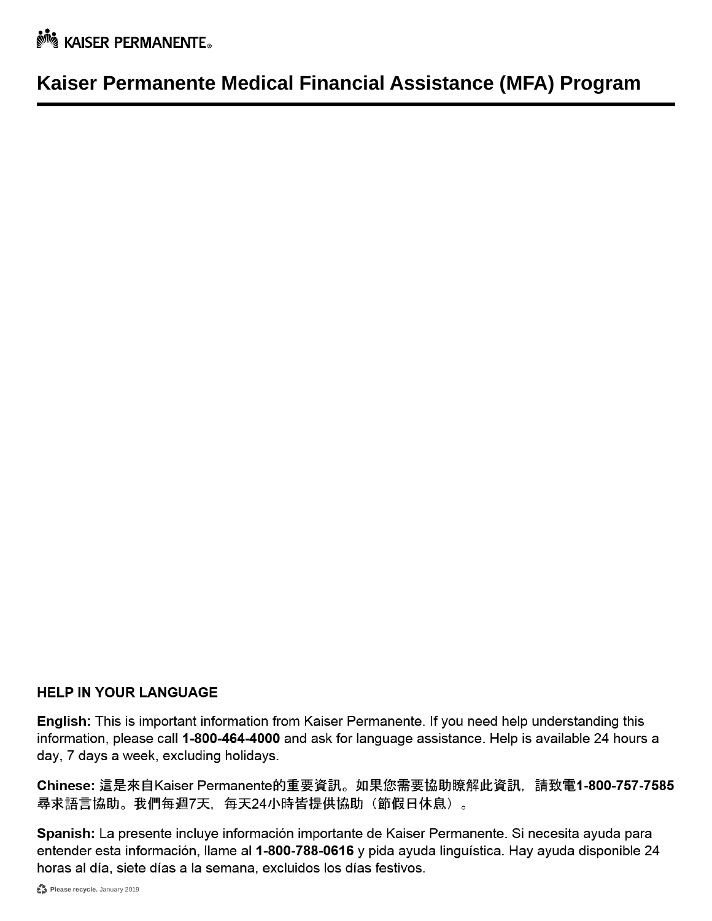KAISER PERMANENTE®

# Kaiser Permanente Medical Financial Assistance (MFA) Program

## HELP IN YOUR LANGUAGE

**English:** This is important information from Kaiser Permanente. If you need help understanding this information, please call **1-800-464-4000** and ask for language assistance. Help is available 24 hours a day, 7 days a week, excluding holidays.

**Chinese:** 這是來自Kaiser Permanente的重要資訊。如果您需要協助瞭解此資訊，請致電**1-800-757-7585**尋求語言協助。我們每週7天，每天24小時皆提供協助（節假日休息）。

**Spanish:** La presente incluye información importante de Kaiser Permanente. Si necesita ayuda para entender esta información, llame al **1-800-788-0616** y pida ayuda linguística. Hay ayuda disponible 24 horas al día, siete días a la semana, excluidos los días festivos.

**Please recycle.** January 2019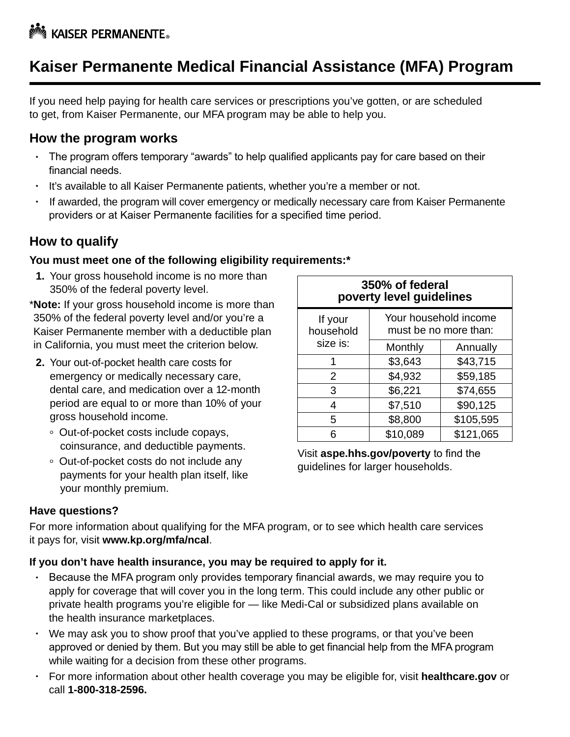KAISER PERMANENTE

# Kaiser Permanente Medical Financial Assistance (MFA) Program

If you need help paying for health care services or prescriptions you've gotten, or are scheduled to get, from Kaiser Permanente, our MFA program may be able to help you.

## How the program works

- The program offers temporary "awards" to help qualified applicants pay for care based on their financial needs.
- It's available to all Kaiser Permanente patients, whether you're a member or not.
- If awarded, the program will cover emergency or medically necessary care from Kaiser Permanente providers or at Kaiser Permanente facilities for a specified time period.

## How to qualify

**You must meet one of the following eligibility requirements:***

1. Your gross household income is no more than 350% of the federal poverty level.

***Note:** If your gross household income is more than 350% of the federal poverty level and/or you're a Kaiser Permanente member with a deductible plan in California, you must meet the criterion below.

2. Your out-of-pocket health care costs for emergency or medically necessary care, dental care, and medication over a 12-month period are equal to or more than 10% of your gross household income.
   - Out-of-pocket costs include copays, coinsurance, and deductible payments.
   - Out-of-pocket costs do not include any payments for your health plan itself, like your monthly premium.

| 350% of federal poverty level guidelines | | |
|---|---|---|
| If your household size is: | Your household income must be no more than: | |
| | Monthly | Annually |
| 1 | $3,643 | $43,715 |
| 2 | $4,932 | $59,185 |
| 3 | $6,221 | $74,655 |
| 4 | $7,510 | $90,125 |
| 5 | $8,800 | $105,595 |
| 6 | $10,089 | $121,065 |

Visit **aspe.hhs.gov/poverty** to find the guidelines for larger households.

**Have questions?**

For more information about qualifying for the MFA program, or to see which health care services it pays for, visit **www.kp.org/mfa/ncal**.

**If you don't have health insurance, you may be required to apply for it.**

- Because the MFA program only provides temporary financial awards, we may require you to apply for coverage that will cover you in the long term. This could include any other public or private health programs you're eligible for — like Medi-Cal or subsidized plans available on the health insurance marketplaces.
- We may ask you to show proof that you've applied to these programs, or that you've been approved or denied by them. But you may still be able to get financial help from the MFA program while waiting for a decision from these other programs.
- For more information about other health coverage you may be eligible for, visit **healthcare.gov** or call **1-800-318-2596.**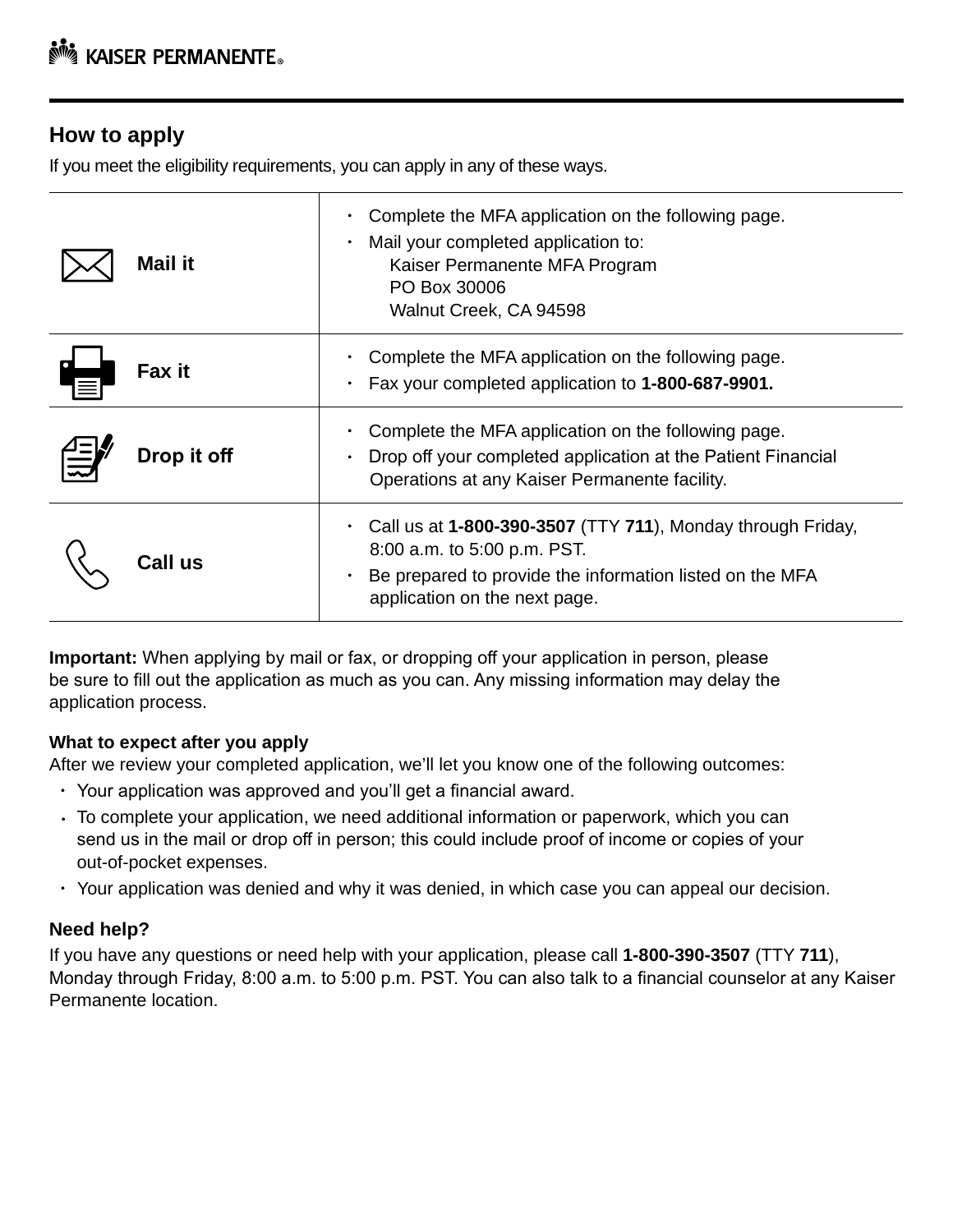## How to apply

If you meet the eligibility requirements, you can apply in any of these ways.

| | |
|---|---|
| **Mail it** | • Complete the MFA application on the following page.<br>• Mail your completed application to:<br>Kaiser Permanente MFA Program<br>PO Box 30006<br>Walnut Creek, CA 94598 |
| **Fax it** | • Complete the MFA application on the following page.<br>• Fax your completed application to **1-800-687-9901.** |
| **Drop it off** | • Complete the MFA application on the following page.<br>• Drop off your completed application at the Patient Financial Operations at any Kaiser Permanente facility. |
| **Call us** | • Call us at **1-800-390-3507** (TTY **711**), Monday through Friday, 8:00 a.m. to 5:00 p.m. PST.<br>• Be prepared to provide the information listed on the MFA application on the next page. |

**Important:** When applying by mail or fax, or dropping off your application in person, please be sure to fill out the application as much as you can. Any missing information may delay the application process.

**What to expect after you apply**

After we review your completed application, we'll let you know one of the following outcomes:

- Your application was approved and you'll get a financial award.
- To complete your application, we need additional information or paperwork, which you can send us in the mail or drop off in person; this could include proof of income or copies of your out-of-pocket expenses.
- Your application was denied and why it was denied, in which case you can appeal our decision.

### Need help?

If you have any questions or need help with your application, please call **1-800-390-3507** (TTY **711**), Monday through Friday, 8:00 a.m. to 5:00 p.m. PST. You can also talk to a financial counselor at any Kaiser Permanente location.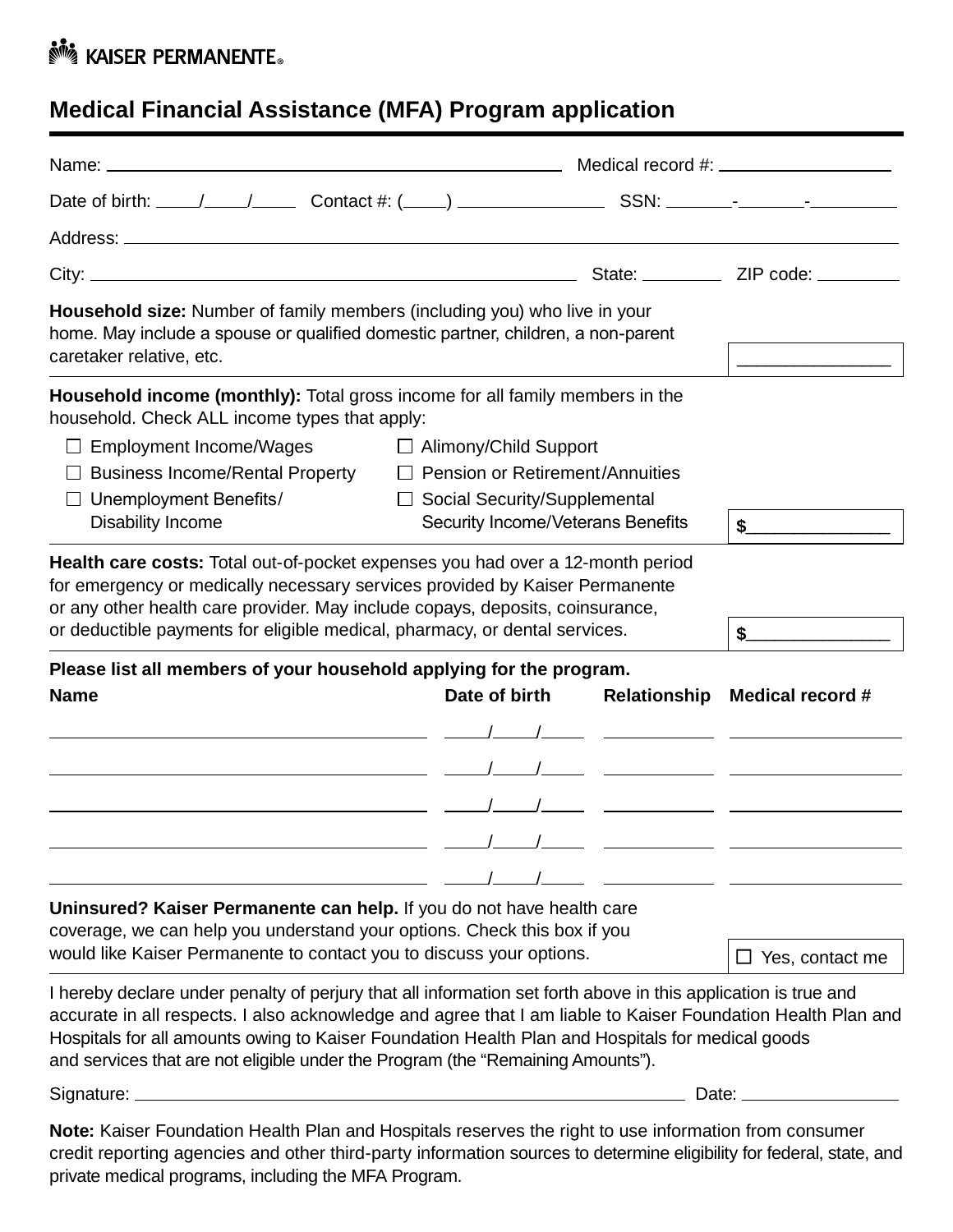KAISER PERMANENTE®

# Medical Financial Assistance (MFA) Program application

Name: ______________________________ Medical record #: ______________

Date of birth: ____/____/____ Contact #: (____) ______________ SSN: ______-______-______

Address: ________________________________________________

City: ______________________________ State: ________ ZIP code: ________

**Household size:** Number of family members (including you) who live in your home. May include a spouse or qualified domestic partner, children, a non-parent caretaker relative, etc. ______________

**Household income (monthly):** Total gross income for all family members in the household. Check ALL income types that apply:

- ☐ Employment Income/Wages
- ☐ Business Income/Rental Property
- ☐ Unemployment Benefits/ Disability Income
- ☐ Alimony/Child Support
- ☐ Pension or Retirement/Annuities
- ☐ Social Security/Supplemental Security Income/Veterans Benefits

$______________

**Health care costs:** Total out-of-pocket expenses you had over a 12-month period for emergency or medically necessary services provided by Kaiser Permanente or any other health care provider. May include copays, deposits, coinsurance, or deductible payments for eligible medical, pharmacy, or dental services. $______________

**Please list all members of your household applying for the program.**

| Name | Date of birth | Relationship | Medical record # |
|---|---|---|---|
| | / / | | |
| | / / | | |
| | / / | | |
| | / / | | |
| | / / | | |

**Uninsured? Kaiser Permanente can help.** If you do not have health care coverage, we can help you understand your options. Check this box if you would like Kaiser Permanente to contact you to discuss your options. ☐ Yes, contact me

I hereby declare under penalty of perjury that all information set forth above in this application is true and accurate in all respects. I also acknowledge and agree that I am liable to Kaiser Foundation Health Plan and Hospitals for all amounts owing to Kaiser Foundation Health Plan and Hospitals for medical goods and services that are not eligible under the Program (the "Remaining Amounts").

Signature: ______________________________ Date: ______________

**Note:** Kaiser Foundation Health Plan and Hospitals reserves the right to use information from consumer credit reporting agencies and other third-party information sources to determine eligibility for federal, state, and private medical programs, including the MFA Program.